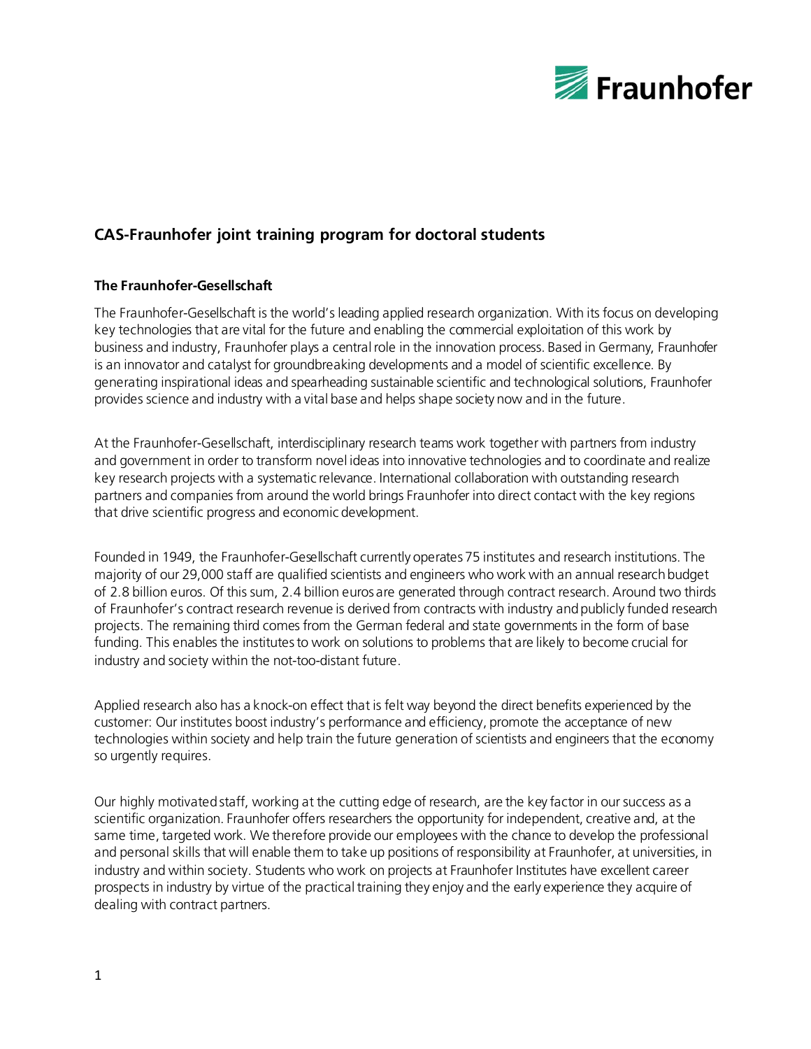# CAS-Fraunhofer joint training program for doctoral students

## The Fraunhofer-Gesellschaft

The Fraunhofer-Gesellschaft is the world's leading applied research organization. With its focus on developing key technologies that are vital for the future and enabling the commercial exploitation of this work by business and industry, Fraunhofer plays a central role in the innovation process. Based in Germany, Fraunhofer is an innovator and catalyst for groundbreaking developments and a model of scientific excellence. By generating inspirational ideas and spearheading sustainable scientific and technological solutions, Fraunhofer provides science and industry with a vital base and helps shape society now and in the future.

At the Fraunhofer-Gesellschaft, interdisciplinary research teams work together with partners from industry and government in order to transform novel ideas into innovative technologies and to coordinate and realize key research projects with a systematic relevance. International collaboration with outstanding research partners and companies from around the world brings Fraunhofer into direct contact with the key regions that drive scientific progress and economic development.

Founded in 1949, the Fraunhofer-Gesellschaft currently operates 75 institutes and research institutions. The majority of our 29,000 staff are qualified scientists and engineers who work with an annual research budget of 2.8 billion euros. Of this sum, 2.4 billion euros are generated through contract research. Around two thirds of Fraunhofer's contract research revenue is derived from contracts with industry and publicly funded research projects. The remaining third comes from the German federal and state governments in the form of base funding. This enables the institutes to work on solutions to problems that are likely to become crucial for industry and society within the not-too-distant future.

Applied research also has a knock-on effect that is felt way beyond the direct benefits experienced by the customer: Our institutes boost industry's performance and efficiency, promote the acceptance of new technologies within society and help train the future generation of scientists and engineers that the economy so urgently requires.

Our highly motivated staff, working at the cutting edge of research, are the key factor in our success as a scientific organization. Fraunhofer offers researchers the opportunity for independent, creative and, at the same time, targeted work. We therefore provide our employees with the chance to develop the professional and personal skills that will enable them to take up positions of responsibility at Fraunhofer, at universities, in industry and within society. Students who work on projects at Fraunhofer Institutes have excellent career prospects in industry by virtue of the practical training they enjoy and the early experience they acquire of dealing with contract partners.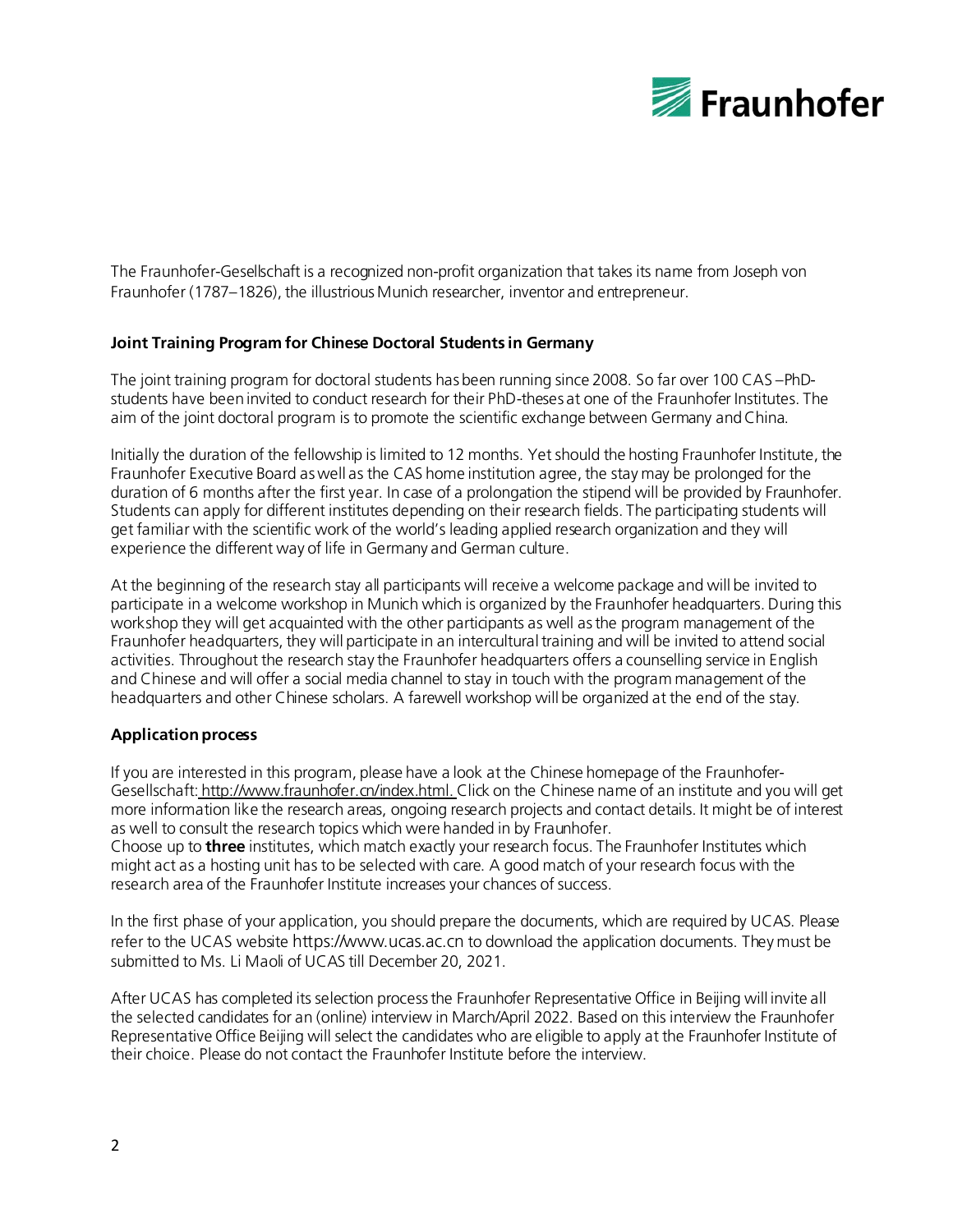The Fraunhofer-Gesellschaft is a recognized non-profit organization that takes its name from Joseph von Fraunhofer (1787–1826), the illustrious Munich researcher, inventor and entrepreneur.

**Joint Training Program for Chinese Doctoral Students in Germany**

The joint training program for doctoral students has been running since 2008. So far over 100 CAS –PhD-students have been invited to conduct research for their PhD-theses at one of the Fraunhofer Institutes. The aim of the joint doctoral program is to promote the scientific exchange between Germany and China.

Initially the duration of the fellowship is limited to 12 months. Yet should the hosting Fraunhofer Institute, the Fraunhofer Executive Board as well as the CAS home institution agree, the stay may be prolonged for the duration of 6 months after the first year. In case of a prolongation the stipend will be provided by Fraunhofer. Students can apply for different institutes depending on their research fields. The participating students will get familiar with the scientific work of the world's leading applied research organization and they will experience the different way of life in Germany and German culture.

At the beginning of the research stay all participants will receive a welcome package and will be invited to participate in a welcome workshop in Munich which is organized by the Fraunhofer headquarters. During this workshop they will get acquainted with the other participants as well as the program management of the Fraunhofer headquarters, they will participate in an intercultural training and will be invited to attend social activities. Throughout the research stay the Fraunhofer headquarters offers a counselling service in English and Chinese and will offer a social media channel to stay in touch with the program management of the headquarters and other Chinese scholars. A farewell workshop will be organized at the end of the stay.

**Application process**

If you are interested in this program, please have a look at the Chinese homepage of the Fraunhofer-Gesellschaft: http://www.fraunhofer.cn/index.html. Click on the Chinese name of an institute and you will get more information like the research areas, ongoing research projects and contact details. It might be of interest as well to consult the research topics which were handed in by Fraunhofer.
Choose up to **three** institutes, which match exactly your research focus. The Fraunhofer Institutes which might act as a hosting unit has to be selected with care. A good match of your research focus with the research area of the Fraunhofer Institute increases your chances of success.

In the first phase of your application, you should prepare the documents, which are required by UCAS. Please refer to the UCAS website https://www.ucas.ac.cn to download the application documents. They must be submitted to Ms. Li Maoli of UCAS till December 20, 2021.

After UCAS has completed its selection process the Fraunhofer Representative Office in Beijing will invite all the selected candidates for an (online) interview in March/April 2022. Based on this interview the Fraunhofer Representative Office Beijing will select the candidates who are eligible to apply at the Fraunhofer Institute of their choice. Please do not contact the Fraunhofer Institute before the interview.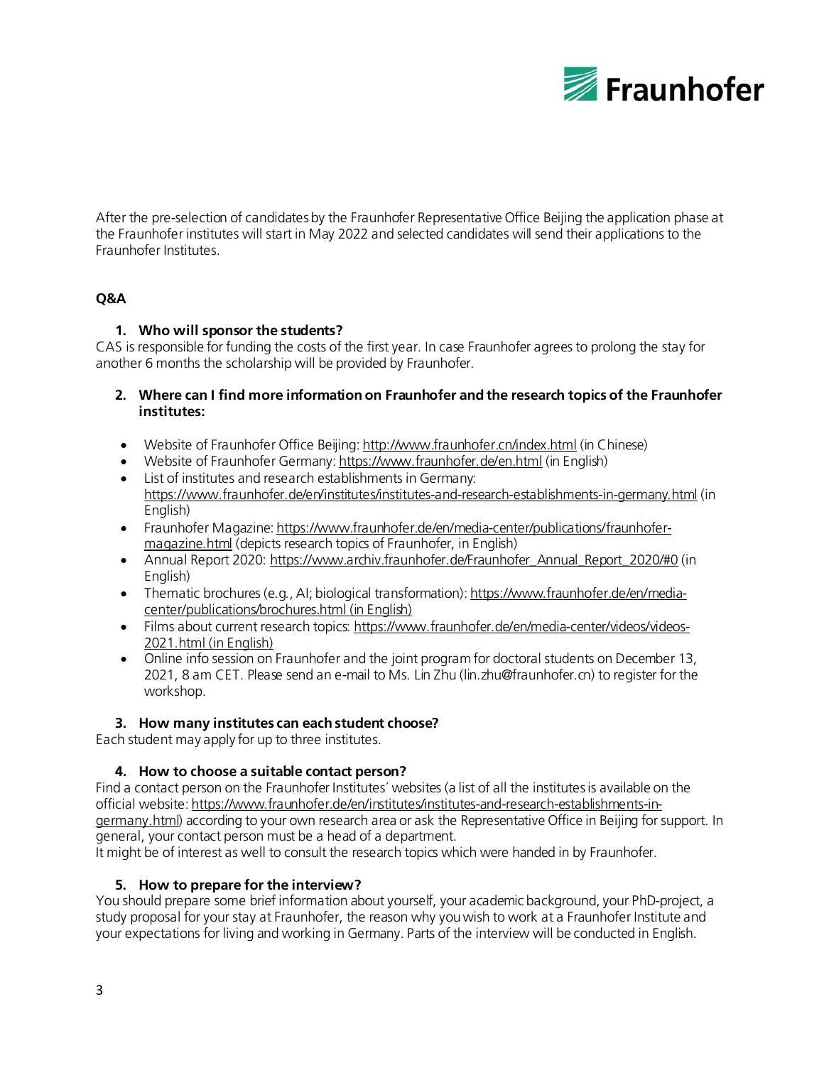After the pre-selection of candidates by the Fraunhofer Representative Office Beijing the application phase at the Fraunhofer institutes will start in May 2022 and selected candidates will send their applications to the Fraunhofer Institutes.

**Q&A**

1. **Who will sponsor the students?**

CAS is responsible for funding the costs of the first year. In case Fraunhofer agrees to prolong the stay for another 6 months the scholarship will be provided by Fraunhofer.

2. **Where can I find more information on Fraunhofer and the research topics of the Fraunhofer institutes:**

- Website of Fraunhofer Office Beijing: http://www.fraunhofer.cn/index.html (in Chinese)
- Website of Fraunhofer Germany: https://www.fraunhofer.de/en.html (in English)
- List of institutes and research establishments in Germany: https://www.fraunhofer.de/en/institutes/institutes-and-research-establishments-in-germany.html (in English)
- Fraunhofer Magazine: https://www.fraunhofer.de/en/media-center/publications/fraunhofer-magazine.html (depicts research topics of Fraunhofer, in English)
- Annual Report 2020: https://www.archiv.fraunhofer.de/Fraunhofer_Annual_Report_2020/#0 (in English)
- Thematic brochures (e.g., AI; biological transformation): https://www.fraunhofer.de/en/media-center/publications/brochures.html (in English)
- Films about current research topics: https://www.fraunhofer.de/en/media-center/videos/videos-2021.html (in English)
- Online info session on Fraunhofer and the joint program for doctoral students on December 13, 2021, 8 am CET. Please send an e-mail to Ms. Lin Zhu (lin.zhu@fraunhofer.cn) to register for the workshop.

3. **How many institutes can each student choose?**

Each student may apply for up to three institutes.

4. **How to choose a suitable contact person?**

Find a contact person on the Fraunhofer Institutes´ websites (a list of all the institutes is available on the official website: https://www.fraunhofer.de/en/institutes/institutes-and-research-establishments-in-germany.html) according to your own research area or ask the Representative Office in Beijing for support. In general, your contact person must be a head of a department.
It might be of interest as well to consult the research topics which were handed in by Fraunhofer.

5. **How to prepare for the interview?**

You should prepare some brief information about yourself, your academic background, your PhD-project, a study proposal for your stay at Fraunhofer, the reason why you wish to work at a Fraunhofer Institute and your expectations for living and working in Germany. Parts of the interview will be conducted in English.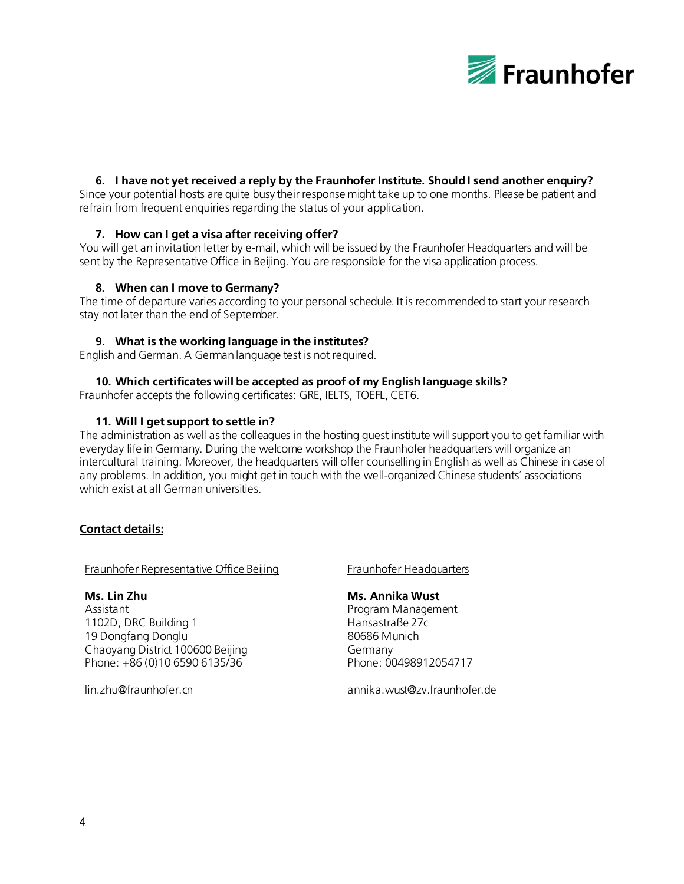**6. I have not yet received a reply by the Fraunhofer Institute. Should I send another enquiry?**

Since your potential hosts are quite busy their response might take up to one months. Please be patient and refrain from frequent enquiries regarding the status of your application.

**7. How can I get a visa after receiving offer?**

You will get an invitation letter by e-mail, which will be issued by the Fraunhofer Headquarters and will be sent by the Representative Office in Beijing. You are responsible for the visa application process.

**8. When can I move to Germany?**

The time of departure varies according to your personal schedule. It is recommended to start your research stay not later than the end of September.

**9. What is the working language in the institutes?**

English and German. A German language test is not required.

**10. Which certificates will be accepted as proof of my English language skills?**

Fraunhofer accepts the following certificates: GRE, IELTS, TOEFL, CET6.

**11. Will I get support to settle in?**

The administration as well as the colleagues in the hosting guest institute will support you to get familiar with everyday life in Germany. During the welcome workshop the Fraunhofer headquarters will organize an intercultural training. Moreover, the headquarters will offer counselling in English as well as Chinese in case of any problems. In addition, you might get in touch with the well-organized Chinese students´ associations which exist at all German universities.

**Contact details:**

Fraunhofer Representative Office Beijing

**Ms. Lin Zhu**
Assistant
1102D, DRC Building 1
19 Dongfang Donglu
Chaoyang District 100600 Beijing
Phone: +86 (0)10 6590 6135/36

lin.zhu@fraunhofer.cn

Fraunhofer Headquarters

**Ms. Annika Wust**
Program Management
Hansastraße 27c
80686 Munich
Germany
Phone: 00498912054717

annika.wust@zv.fraunhofer.de